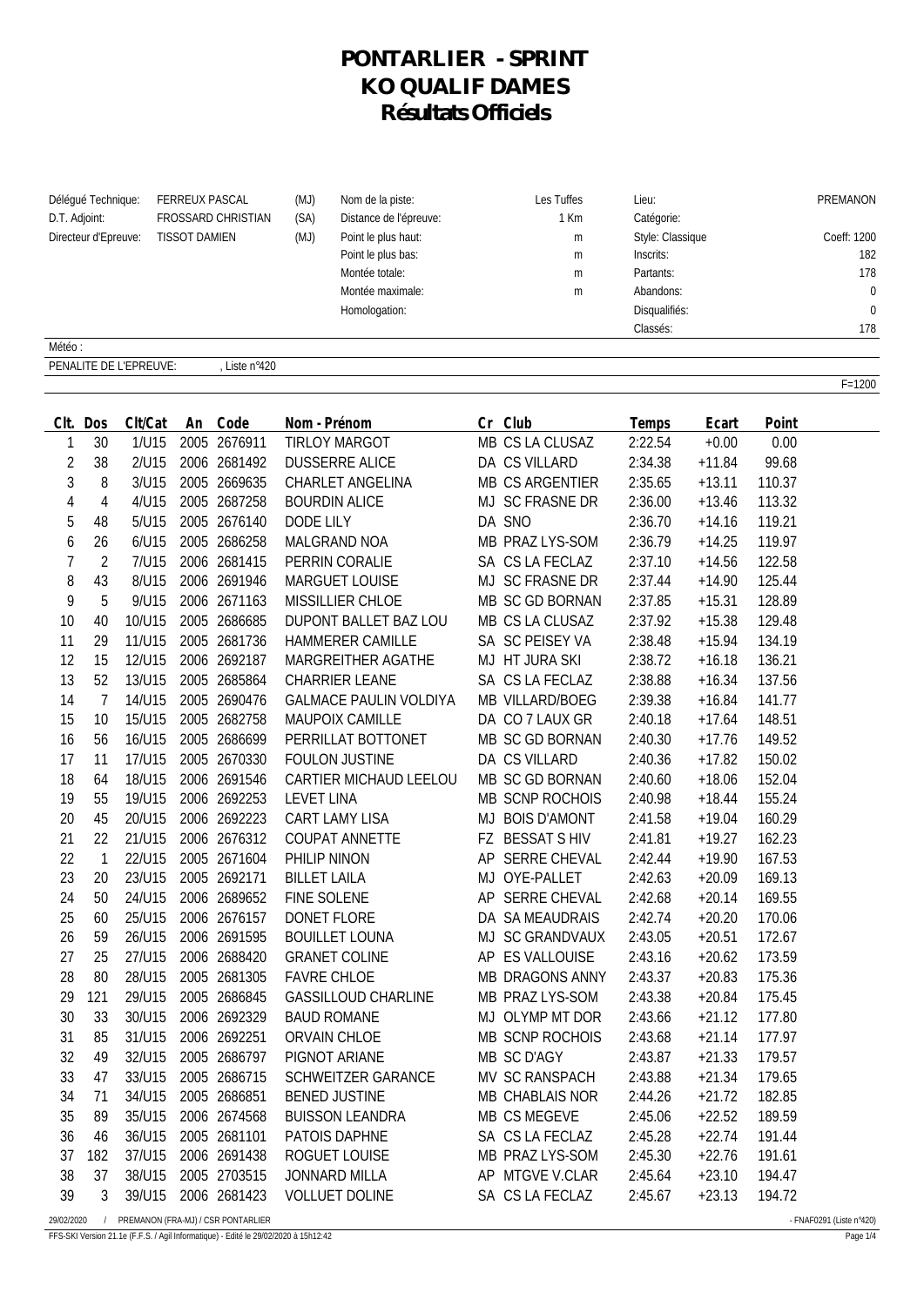# PONTARLIER - SPRINT
# KO QUALIF DAMES
# Résultats Officiels

| | | | | | | |
|---|---|---|---|---|---|---|
| Délégué Technique: | FERREUX PASCAL (MJ) | Nom de la piste: | Les Tuffes | Lieu: | PREMANON |
| D.T. Adjoint: | FROSSARD CHRISTIAN (SA) | Distance de l'épreuve: | 1 Km | Catégorie: | |
| Directeur d'Epreuve: | TISSOT DAMIEN (MJ) | Point le plus haut: | m | Style: Classique | Coeff: 1200 |
| | | Point le plus bas: | m | Inscrits: | 182 |
| | | Montée totale: | m | Partants: | 178 |
| | | Montée maximale: | m | Abandons: | 0 |
| | | Homologation: | | Disqualifiés: | 0 |
| | | | | Classés: | 178 |

Météo :

PENALITE DE L'EPREUVE: , Liste n°420

F=1200

| Clt. | Dos | Clt/Cat | An | Code | Nom - Prénom | Cr | Club | Temps | Ecart | Point |
|---|---|---|---|---|---|---|---|---|---|---|
| 1 | 30 | 1/U15 | 2005 | 2676911 | TIRLOY MARGOT | MB | CS LA CLUSAZ | 2:22.54 | +0.00 | 0.00 |
| 2 | 38 | 2/U15 | 2006 | 2681492 | DUSSERRE ALICE | DA | CS VILLARD | 2:34.38 | +11.84 | 99.68 |
| 3 | 8 | 3/U15 | 2005 | 2669635 | CHARLET ANGELINA | MB | CS ARGENTIER | 2:35.65 | +13.11 | 110.37 |
| 4 | 4 | 4/U15 | 2005 | 2687258 | BOURDIN ALICE | MJ | SC FRASNE DR | 2:36.00 | +13.46 | 113.32 |
| 5 | 48 | 5/U15 | 2005 | 2676140 | DODE LILY | DA | SNO | 2:36.70 | +14.16 | 119.21 |
| 6 | 26 | 6/U15 | 2005 | 2686258 | MALGRAND NOA | MB | PRAZ LYS-SOM | 2:36.79 | +14.25 | 119.97 |
| 7 | 2 | 7/U15 | 2006 | 2681415 | PERRIN CORALIE | SA | CS LA FECLAZ | 2:37.10 | +14.56 | 122.58 |
| 8 | 43 | 8/U15 | 2006 | 2691946 | MARGUET LOUISE | MJ | SC FRASNE DR | 2:37.44 | +14.90 | 125.44 |
| 9 | 5 | 9/U15 | 2006 | 2671163 | MISSILLIER CHLOE | MB | SC GD BORNAN | 2:37.85 | +15.31 | 128.89 |
| 10 | 40 | 10/U15 | 2005 | 2686685 | DUPONT BALLET BAZ LOU | MB | CS LA CLUSAZ | 2:37.92 | +15.38 | 129.48 |
| 11 | 29 | 11/U15 | 2005 | 2681736 | HAMMERER CAMILLE | SA | SC PEISEY VA | 2:38.48 | +15.94 | 134.19 |
| 12 | 15 | 12/U15 | 2006 | 2692187 | MARGREITHER AGATHE | MJ | HT JURA SKI | 2:38.72 | +16.18 | 136.21 |
| 13 | 52 | 13/U15 | 2005 | 2685864 | CHARRIER LEANE | SA | CS LA FECLAZ | 2:38.88 | +16.34 | 137.56 |
| 14 | 7 | 14/U15 | 2005 | 2690476 | GALMACE PAULIN VOLDIYA | MB | VILLARD/BOEG | 2:39.38 | +16.84 | 141.77 |
| 15 | 10 | 15/U15 | 2005 | 2682758 | MAUPOIX CAMILLE | DA | CO 7 LAUX GR | 2:40.18 | +17.64 | 148.51 |
| 16 | 56 | 16/U15 | 2005 | 2686699 | PERRILLAT BOTTONET | MB | SC GD BORNAN | 2:40.30 | +17.76 | 149.52 |
| 17 | 11 | 17/U15 | 2005 | 2670330 | FOULON JUSTINE | DA | CS VILLARD | 2:40.36 | +17.82 | 150.02 |
| 18 | 64 | 18/U15 | 2006 | 2691546 | CARTIER MICHAUD LEELOU | MB | SC GD BORNAN | 2:40.60 | +18.06 | 152.04 |
| 19 | 55 | 19/U15 | 2006 | 2692253 | LEVET LINA | MB | SCNP ROCHOIS | 2:40.98 | +18.44 | 155.24 |
| 20 | 45 | 20/U15 | 2006 | 2692223 | CART LAMY LISA | MJ | BOIS D'AMONT | 2:41.58 | +19.04 | 160.29 |
| 21 | 22 | 21/U15 | 2006 | 2676312 | COUPAT ANNETTE | FZ | BESSAT S HIV | 2:41.81 | +19.27 | 162.23 |
| 22 | 1 | 22/U15 | 2005 | 2671604 | PHILIP NINON | AP | SERRE CHEVAL | 2:42.44 | +19.90 | 167.53 |
| 23 | 20 | 23/U15 | 2005 | 2692171 | BILLET LAILA | MJ | OYE-PALLET | 2:42.63 | +20.09 | 169.13 |
| 24 | 50 | 24/U15 | 2006 | 2689652 | FINE SOLENE | AP | SERRE CHEVAL | 2:42.68 | +20.14 | 169.55 |
| 25 | 60 | 25/U15 | 2006 | 2676157 | DONET FLORE | DA | SA MEAUDRAIS | 2:42.74 | +20.20 | 170.06 |
| 26 | 59 | 26/U15 | 2006 | 2691595 | BOUILLET LOUNA | MJ | SC GRANDVAUX | 2:43.05 | +20.51 | 172.67 |
| 27 | 25 | 27/U15 | 2006 | 2688420 | GRANET COLINE | AP | ES VALLOUISE | 2:43.16 | +20.62 | 173.59 |
| 28 | 80 | 28/U15 | 2005 | 2681305 | FAVRE CHLOE | MB | DRAGONS ANNY | 2:43.37 | +20.83 | 175.36 |
| 29 | 121 | 29/U15 | 2005 | 2686845 | GASSILLOUD CHARLINE | MB | PRAZ LYS-SOM | 2:43.38 | +20.84 | 175.45 |
| 30 | 33 | 30/U15 | 2006 | 2692329 | BAUD ROMANE | MJ | OLYMP MT DOR | 2:43.66 | +21.12 | 177.80 |
| 31 | 85 | 31/U15 | 2006 | 2692251 | ORVAIN CHLOE | MB | SCNP ROCHOIS | 2:43.68 | +21.14 | 177.97 |
| 32 | 49 | 32/U15 | 2005 | 2686797 | PIGNOT ARIANE | MB | SC D'AGY | 2:43.87 | +21.33 | 179.57 |
| 33 | 47 | 33/U15 | 2005 | 2686715 | SCHWEITZER GARANCE | MV | SC RANSPACH | 2:43.88 | +21.34 | 179.65 |
| 34 | 71 | 34/U15 | 2005 | 2686851 | BENED JUSTINE | MB | CHABLAIS NOR | 2:44.26 | +21.72 | 182.85 |
| 35 | 89 | 35/U15 | 2006 | 2674568 | BUISSON LEANDRA | MB | CS MEGEVE | 2:45.06 | +22.52 | 189.59 |
| 36 | 46 | 36/U15 | 2005 | 2681101 | PATOIS DAPHNE | SA | CS LA FECLAZ | 2:45.28 | +22.74 | 191.44 |
| 37 | 182 | 37/U15 | 2006 | 2691438 | ROGUET LOUISE | MB | PRAZ LYS-SOM | 2:45.30 | +22.76 | 191.61 |
| 38 | 37 | 38/U15 | 2005 | 2703515 | JONNARD MILLA | AP | MTGVE V.CLAR | 2:45.64 | +23.10 | 194.47 |
| 39 | 3 | 39/U15 | 2006 | 2681423 | VOLLUET DOLINE | SA | CS LA FECLAZ | 2:45.67 | +23.13 | 194.72 |

29/02/2020 / PREMANON (FRA-MJ) / CSR PONTARLIER - FNAF0291 (Liste n°420)

FFS-SKI Version 21.1e (F.F.S. / Agil Informatique) - Edité le 29/02/2020 à 15h12:42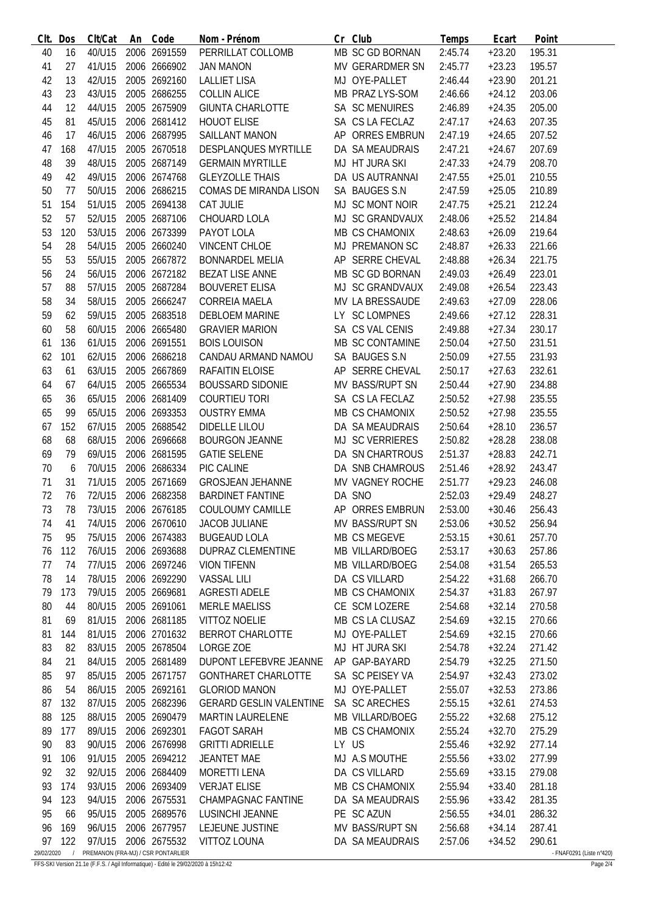| Clt. | Dos | Clt/Cat | An | Code | Nom - Prénom | Cr | Club | Temps | Ecart | Point |
|---|---|---|---|---|---|---|---|---|---|---|
| 40 | 16 | 40/U15 | 2006 | 2691559 | PERRILLAT COLLOMB | MB | SC GD BORNAN | 2:45.74 | +23.20 | 195.31 |
| 41 | 27 | 41/U15 | 2006 | 2666902 | JAN MANON | MV | GERARDMER SN | 2:45.77 | +23.23 | 195.57 |
| 42 | 13 | 42/U15 | 2005 | 2692160 | LALLIET LISA | MJ | OYE-PALLET | 2:46.44 | +23.90 | 201.21 |
| 43 | 23 | 43/U15 | 2005 | 2686255 | COLLIN ALICE | MB | PRAZ LYS-SOM | 2:46.66 | +24.12 | 203.06 |
| 44 | 12 | 44/U15 | 2005 | 2675909 | GIUNTA CHARLOTTE | SA | SC MENUIRES | 2:46.89 | +24.35 | 205.00 |
| 45 | 81 | 45/U15 | 2006 | 2681412 | HOUOT ELISE | SA | CS LA FECLAZ | 2:47.17 | +24.63 | 207.35 |
| 46 | 17 | 46/U15 | 2006 | 2687995 | SAILLANT MANON | AP | ORRES EMBRUN | 2:47.19 | +24.65 | 207.52 |
| 47 | 168 | 47/U15 | 2005 | 2670518 | DESPLANQUES MYRTILLE | DA | SA MEAUDRAIS | 2:47.21 | +24.67 | 207.69 |
| 48 | 39 | 48/U15 | 2005 | 2687149 | GERMAIN MYRTILLE | MJ | HT JURA SKI | 2:47.33 | +24.79 | 208.70 |
| 49 | 42 | 49/U15 | 2006 | 2674768 | GLEYZOLLE THAIS | DA | US AUTRANNAI | 2:47.55 | +25.01 | 210.55 |
| 50 | 77 | 50/U15 | 2006 | 2686215 | COMAS DE MIRANDA LISON | SA | BAUGES S.N | 2:47.59 | +25.05 | 210.89 |
| 51 | 154 | 51/U15 | 2005 | 2694138 | CAT JULIE | MJ | SC MONT NOIR | 2:47.75 | +25.21 | 212.24 |
| 52 | 57 | 52/U15 | 2005 | 2687106 | CHOUARD LOLA | MJ | SC GRANDVAUX | 2:48.06 | +25.52 | 214.84 |
| 53 | 120 | 53/U15 | 2006 | 2673399 | PAYOT LOLA | MB | CS CHAMONIX | 2:48.63 | +26.09 | 219.64 |
| 54 | 28 | 54/U15 | 2005 | 2660240 | VINCENT CHLOE | MJ | PREMANON SC | 2:48.87 | +26.33 | 221.66 |
| 55 | 53 | 55/U15 | 2005 | 2667872 | BONNARDEL MELIA | AP | SERRE CHEVAL | 2:48.88 | +26.34 | 221.75 |
| 56 | 24 | 56/U15 | 2006 | 2672182 | BEZAT LISE ANNE | MB | SC GD BORNAN | 2:49.03 | +26.49 | 223.01 |
| 57 | 88 | 57/U15 | 2005 | 2687284 | BOUVERET ELISA | MJ | SC GRANDVAUX | 2:49.08 | +26.54 | 223.43 |
| 58 | 34 | 58/U15 | 2005 | 2666247 | CORREIA MAELA | MV | LA BRESSAUDE | 2:49.63 | +27.09 | 228.06 |
| 59 | 62 | 59/U15 | 2005 | 2683518 | DEBLOEM MARINE | LY | SC LOMPNES | 2:49.66 | +27.12 | 228.31 |
| 60 | 58 | 60/U15 | 2006 | 2665480 | GRAVIER MARION | SA | CS VAL CENIS | 2:49.88 | +27.34 | 230.17 |
| 61 | 136 | 61/U15 | 2006 | 2691551 | BOIS LOUISON | MB | SC CONTAMINE | 2:50.04 | +27.50 | 231.51 |
| 62 | 101 | 62/U15 | 2006 | 2686218 | CANDAU ARMAND NAMOU | SA | BAUGES S.N | 2:50.09 | +27.55 | 231.93 |
| 63 | 61 | 63/U15 | 2005 | 2667869 | RAFAITIN ELOISE | AP | SERRE CHEVAL | 2:50.17 | +27.63 | 232.61 |
| 64 | 67 | 64/U15 | 2005 | 2665534 | BOUSSARD SIDONIE | MV | BASS/RUPT SN | 2:50.44 | +27.90 | 234.88 |
| 65 | 36 | 65/U15 | 2006 | 2681409 | COURTIEU TORI | SA | CS LA FECLAZ | 2:50.52 | +27.98 | 235.55 |
| 65 | 99 | 65/U15 | 2006 | 2693353 | OUSTRY EMMA | MB | CS CHAMONIX | 2:50.52 | +27.98 | 235.55 |
| 67 | 152 | 67/U15 | 2005 | 2688542 | DIDELLE LILOU | DA | SA MEAUDRAIS | 2:50.64 | +28.10 | 236.57 |
| 68 | 68 | 68/U15 | 2006 | 2696668 | BOURGON JEANNE | MJ | SC VERRIERES | 2:50.82 | +28.28 | 238.08 |
| 69 | 79 | 69/U15 | 2006 | 2681595 | GATIE SELENE | DA | SN CHARTROUS | 2:51.37 | +28.83 | 242.71 |
| 70 | 6 | 70/U15 | 2006 | 2686334 | PIC CALINE | DA | SNB CHAMROUS | 2:51.46 | +28.92 | 243.47 |
| 71 | 31 | 71/U15 | 2005 | 2671669 | GROSJEAN JEHANNE | MV | VAGNEY ROCHE | 2:51.77 | +29.23 | 246.08 |
| 72 | 76 | 72/U15 | 2006 | 2682358 | BARDINET FANTINE | DA | SNO | 2:52.03 | +29.49 | 248.27 |
| 73 | 78 | 73/U15 | 2006 | 2676185 | COULOUMY CAMILLE | AP | ORRES EMBRUN | 2:53.00 | +30.46 | 256.43 |
| 74 | 41 | 74/U15 | 2006 | 2670610 | JACOB JULIANE | MV | BASS/RUPT SN | 2:53.06 | +30.52 | 256.94 |
| 75 | 95 | 75/U15 | 2006 | 2674383 | BUGEAUD LOLA | MB | CS MEGEVE | 2:53.15 | +30.61 | 257.70 |
| 76 | 112 | 76/U15 | 2006 | 2693688 | DUPRAZ CLEMENTINE | MB | VILLARD/BOEG | 2:53.17 | +30.63 | 257.86 |
| 77 | 74 | 77/U15 | 2006 | 2697246 | VION TIFENN | MB | VILLARD/BOEG | 2:54.08 | +31.54 | 265.53 |
| 78 | 14 | 78/U15 | 2006 | 2692290 | VASSAL LILI | DA | CS VILLARD | 2:54.22 | +31.68 | 266.70 |
| 79 | 173 | 79/U15 | 2005 | 2669681 | AGRESTI ADELE | MB | CS CHAMONIX | 2:54.37 | +31.83 | 267.97 |
| 80 | 44 | 80/U15 | 2005 | 2691061 | MERLE MAELISS | CE | SCM LOZERE | 2:54.68 | +32.14 | 270.58 |
| 81 | 69 | 81/U15 | 2006 | 2681185 | VITTOZ NOELIE | MB | CS LA CLUSAZ | 2:54.69 | +32.15 | 270.66 |
| 81 | 144 | 81/U15 | 2006 | 2701632 | BERROT CHARLOTTE | MJ | OYE-PALLET | 2:54.69 | +32.15 | 270.66 |
| 83 | 82 | 83/U15 | 2005 | 2678504 | LORGE ZOE | MJ | HT JURA SKI | 2:54.78 | +32.24 | 271.42 |
| 84 | 21 | 84/U15 | 2005 | 2681489 | DUPONT LEFEBVRE JEANNE | AP | GAP-BAYARD | 2:54.79 | +32.25 | 271.50 |
| 85 | 97 | 85/U15 | 2005 | 2671757 | GONTHARET CHARLOTTE | SA | SC PEISEY VA | 2:54.97 | +32.43 | 273.02 |
| 86 | 54 | 86/U15 | 2005 | 2692161 | GLORIOD MANON | MJ | OYE-PALLET | 2:55.07 | +32.53 | 273.86 |
| 87 | 132 | 87/U15 | 2005 | 2682396 | GERARD GESLIN VALENTINE | SA | SC ARECHES | 2:55.15 | +32.61 | 274.53 |
| 88 | 125 | 88/U15 | 2005 | 2690479 | MARTIN LAURELENE | MB | VILLARD/BOEG | 2:55.22 | +32.68 | 275.12 |
| 89 | 177 | 89/U15 | 2006 | 2692301 | FAGOT SARAH | MB | CS CHAMONIX | 2:55.24 | +32.70 | 275.29 |
| 90 | 83 | 90/U15 | 2005 | 2676998 | GRITTI ADRIELLE | LY | US | 2:55.46 | +32.92 | 277.14 |
| 91 | 106 | 91/U15 | 2005 | 2694212 | JEANTET MAE | MJ | A.S MOUTHE | 2:55.56 | +33.02 | 277.99 |
| 92 | 32 | 92/U15 | 2006 | 2684409 | MORETTI LENA | DA | CS VILLARD | 2:55.69 | +33.15 | 279.08 |
| 93 | 174 | 93/U15 | 2006 | 2693409 | VERJAT ELISE | MB | CS CHAMONIX | 2:55.94 | +33.40 | 281.18 |
| 94 | 123 | 94/U15 | 2006 | 2675531 | CHAMPAGNAC FANTINE | DA | SA MEAUDRAIS | 2:55.96 | +33.42 | 281.35 |
| 95 | 66 | 95/U15 | 2005 | 2689576 | LUSINCHI JEANNE | PE | SC AZUN | 2:56.55 | +34.01 | 286.32 |
| 96 | 169 | 96/U15 | 2006 | 2677957 | LEJEUNE JUSTINE | MV | BASS/RUPT SN | 2:56.68 | +34.14 | 287.41 |
| 97 | 122 | 97/U15 | 2006 | 2675532 | VITTOZ LOUNA | DA | SA MEAUDRAIS | 2:57.06 | +34.52 | 290.61 |

29/02/2020 / PREMANON (FRA-MJ) / CSR PONTARLIER - FNAF0291 (Liste n°420)

FFS-SKI Version 21.1e (F.F.S. / Agil Informatique) - Edité le 29/02/2020 à 15h12:42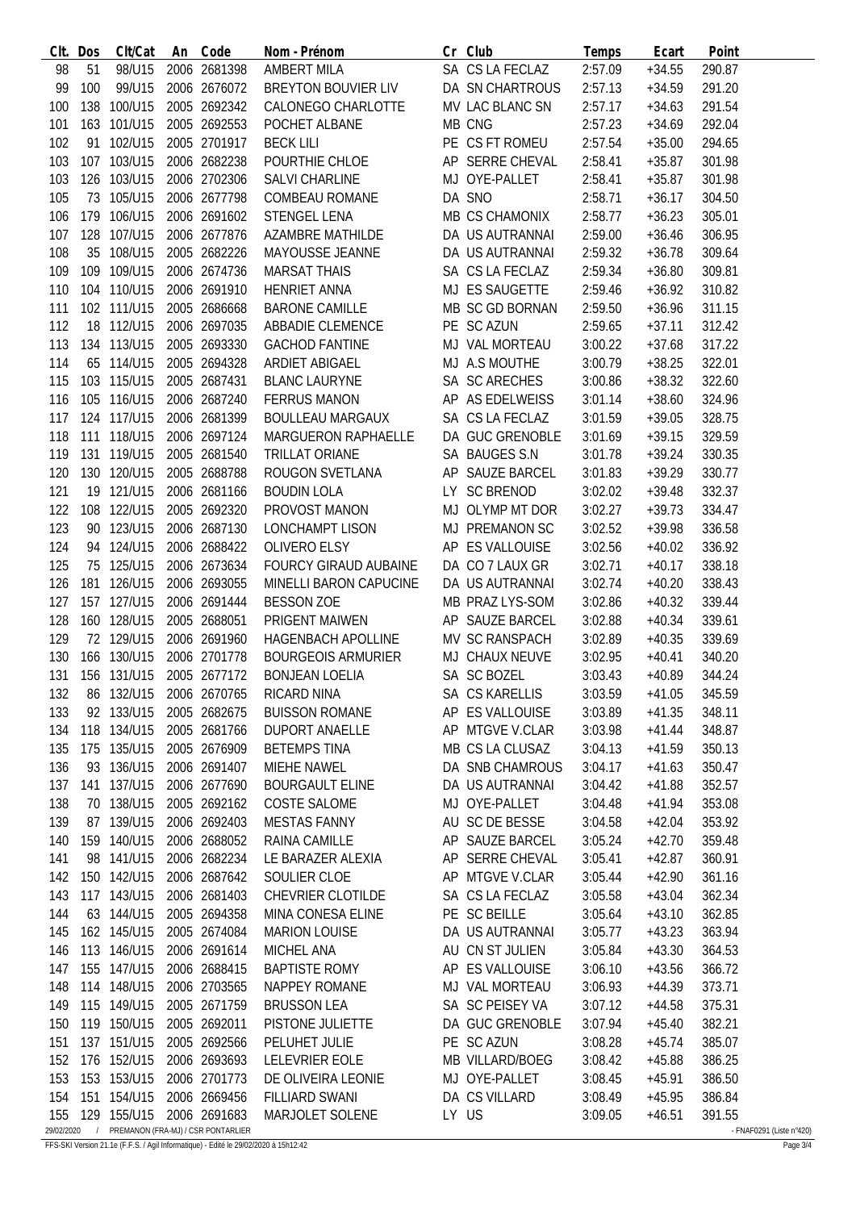| Clt. | Dos | Clt/Cat | An | Code | Nom - Prénom | Cr | Club | Temps | Ecart | Point |
|---|---|---|---|---|---|---|---|---|---|---|
| 98 | 51 | 98/U15 | 2006 | 2681398 | AMBERT MILA | SA | CS LA FECLAZ | 2:57.09 | +34.55 | 290.87 |
| 99 | 100 | 99/U15 | 2006 | 2676072 | BREYTON BOUVIER LIV | DA | SN CHARTROUS | 2:57.13 | +34.59 | 291.20 |
| 100 | 138 | 100/U15 | 2005 | 2692342 | CALONEGO CHARLOTTE | MV | LAC BLANC SN | 2:57.17 | +34.63 | 291.54 |
| 101 | 163 | 101/U15 | 2005 | 2692553 | POCHET ALBANE | MB | CNG | 2:57.23 | +34.69 | 292.04 |
| 102 | 91 | 102/U15 | 2005 | 2701917 | BECK LILI | PE | CS FT ROMEU | 2:57.54 | +35.00 | 294.65 |
| 103 | 107 | 103/U15 | 2006 | 2682238 | POURTHIE CHLOE | AP | SERRE CHEVAL | 2:58.41 | +35.87 | 301.98 |
| 103 | 126 | 103/U15 | 2006 | 2702306 | SALVI CHARLINE | MJ | OYE-PALLET | 2:58.41 | +35.87 | 301.98 |
| 105 | 73 | 105/U15 | 2006 | 2677798 | COMBEAU ROMANE | DA | SNO | 2:58.71 | +36.17 | 304.50 |
| 106 | 179 | 106/U15 | 2006 | 2691602 | STENGEL LENA | MB | CS CHAMONIX | 2:58.77 | +36.23 | 305.01 |
| 107 | 128 | 107/U15 | 2006 | 2677876 | AZAMBRE MATHILDE | DA | US AUTRANNAI | 2:59.00 | +36.46 | 306.95 |
| 108 | 35 | 108/U15 | 2005 | 2682226 | MAYOUSSE JEANNE | DA | US AUTRANNAI | 2:59.32 | +36.78 | 309.64 |
| 109 | 109 | 109/U15 | 2006 | 2674736 | MARSAT THAIS | SA | CS LA FECLAZ | 2:59.34 | +36.80 | 309.81 |
| 110 | 104 | 110/U15 | 2006 | 2691910 | HENRIET ANNA | MJ | ES SAUGETTE | 2:59.46 | +36.92 | 310.82 |
| 111 | 102 | 111/U15 | 2005 | 2686668 | BARONE CAMILLE | MB | SC GD BORNAN | 2:59.50 | +36.96 | 311.15 |
| 112 | 18 | 112/U15 | 2006 | 2697035 | ABBADIE CLEMENCE | PE | SC AZUN | 2:59.65 | +37.11 | 312.42 |
| 113 | 134 | 113/U15 | 2005 | 2693330 | GACHOD FANTINE | MJ | VAL MORTEAU | 3:00.22 | +37.68 | 317.22 |
| 114 | 65 | 114/U15 | 2005 | 2694328 | ARDIET ABIGAEL | MJ | A.S MOUTHE | 3:00.79 | +38.25 | 322.01 |
| 115 | 103 | 115/U15 | 2005 | 2687431 | BLANC LAURYNE | SA | SC ARECHES | 3:00.86 | +38.32 | 322.60 |
| 116 | 105 | 116/U15 | 2006 | 2687240 | FERRUS MANON | AP | AS EDELWEISS | 3:01.14 | +38.60 | 324.96 |
| 117 | 124 | 117/U15 | 2006 | 2681399 | BOULLEAU MARGAUX | SA | CS LA FECLAZ | 3:01.59 | +39.05 | 328.75 |
| 118 | 111 | 118/U15 | 2006 | 2697124 | MARGUERON RAPHAELLE | DA | GUC GRENOBLE | 3:01.69 | +39.15 | 329.59 |
| 119 | 131 | 119/U15 | 2005 | 2681540 | TRILLAT ORIANE | SA | BAUGES S.N | 3:01.78 | +39.24 | 330.35 |
| 120 | 130 | 120/U15 | 2005 | 2688788 | ROUGON SVETLANA | AP | SAUZE BARCEL | 3:01.83 | +39.29 | 330.77 |
| 121 | 19 | 121/U15 | 2006 | 2681166 | BOUDIN LOLA | LY | SC BRENOD | 3:02.02 | +39.48 | 332.37 |
| 122 | 108 | 122/U15 | 2005 | 2692320 | PROVOST MANON | MJ | OLYMP MT DOR | 3:02.27 | +39.73 | 334.47 |
| 123 | 90 | 123/U15 | 2006 | 2687130 | LONCHAMPT LISON | MJ | PREMANON SC | 3:02.52 | +39.98 | 336.58 |
| 124 | 94 | 124/U15 | 2006 | 2688422 | OLIVERO ELSY | AP | ES VALLOUISE | 3:02.56 | +40.02 | 336.92 |
| 125 | 75 | 125/U15 | 2006 | 2673634 | FOURCY GIRAUD AUBAINE | DA | CO 7 LAUX GR | 3:02.71 | +40.17 | 338.18 |
| 126 | 181 | 126/U15 | 2006 | 2693055 | MINELLI BARON CAPUCINE | DA | US AUTRANNAI | 3:02.74 | +40.20 | 338.43 |
| 127 | 157 | 127/U15 | 2006 | 2691444 | BESSON ZOE | MB | PRAZ LYS-SOM | 3:02.86 | +40.32 | 339.44 |
| 128 | 160 | 128/U15 | 2005 | 2688051 | PRIGENT MAIWEN | AP | SAUZE BARCEL | 3:02.88 | +40.34 | 339.61 |
| 129 | 72 | 129/U15 | 2006 | 2691960 | HAGENBACH APOLLINE | MV | SC RANSPACH | 3:02.89 | +40.35 | 339.69 |
| 130 | 166 | 130/U15 | 2006 | 2701778 | BOURGEOIS ARMURIER | MJ | CHAUX NEUVE | 3:02.95 | +40.41 | 340.20 |
| 131 | 156 | 131/U15 | 2005 | 2677172 | BONJEAN LOELIA | SA | SC BOZEL | 3:03.43 | +40.89 | 344.24 |
| 132 | 86 | 132/U15 | 2006 | 2670765 | RICARD NINA | SA | CS KARELLIS | 3:03.59 | +41.05 | 345.59 |
| 133 | 92 | 133/U15 | 2005 | 2682675 | BUISSON ROMANE | AP | ES VALLOUISE | 3:03.89 | +41.35 | 348.11 |
| 134 | 118 | 134/U15 | 2005 | 2681766 | DUPORT ANAELLE | AP | MTGVE V.CLAR | 3:03.98 | +41.44 | 348.87 |
| 135 | 175 | 135/U15 | 2005 | 2676909 | BETEMPS TINA | MB | CS LA CLUSAZ | 3:04.13 | +41.59 | 350.13 |
| 136 | 93 | 136/U15 | 2006 | 2691407 | MIEHE NAWEL | DA | SNB CHAMROUS | 3:04.17 | +41.63 | 350.47 |
| 137 | 141 | 137/U15 | 2006 | 2677690 | BOURGAULT ELINE | DA | US AUTRANNAI | 3:04.42 | +41.88 | 352.57 |
| 138 | 70 | 138/U15 | 2005 | 2692162 | COSTE SALOME | MJ | OYE-PALLET | 3:04.48 | +41.94 | 353.08 |
| 139 | 87 | 139/U15 | 2006 | 2692403 | MESTAS FANNY | AU | SC DE BESSE | 3:04.58 | +42.04 | 353.92 |
| 140 | 159 | 140/U15 | 2006 | 2688052 | RAINA CAMILLE | AP | SAUZE BARCEL | 3:05.24 | +42.70 | 359.48 |
| 141 | 98 | 141/U15 | 2006 | 2682234 | LE BARAZER ALEXIA | AP | SERRE CHEVAL | 3:05.41 | +42.87 | 360.91 |
| 142 | 150 | 142/U15 | 2006 | 2687642 | SOULIER CLOE | AP | MTGVE V.CLAR | 3:05.44 | +42.90 | 361.16 |
| 143 | 117 | 143/U15 | 2006 | 2681403 | CHEVRIER CLOTILDE | SA | CS LA FECLAZ | 3:05.58 | +43.04 | 362.34 |
| 144 | 63 | 144/U15 | 2005 | 2694358 | MINA CONESA ELINE | PE | SC BEILLE | 3:05.64 | +43.10 | 362.85 |
| 145 | 162 | 145/U15 | 2005 | 2674084 | MARION LOUISE | DA | US AUTRANNAI | 3:05.77 | +43.23 | 363.94 |
| 146 | 113 | 146/U15 | 2006 | 2691614 | MICHEL ANA | AU | CN ST JULIEN | 3:05.84 | +43.30 | 364.53 |
| 147 | 155 | 147/U15 | 2006 | 2688415 | BAPTISTE ROMY | AP | ES VALLOUISE | 3:06.10 | +43.56 | 366.72 |
| 148 | 114 | 148/U15 | 2006 | 2703565 | NAPPEY ROMANE | MJ | VAL MORTEAU | 3:06.93 | +44.39 | 373.71 |
| 149 | 115 | 149/U15 | 2005 | 2671759 | BRUSSON LEA | SA | SC PEISEY VA | 3:07.12 | +44.58 | 375.31 |
| 150 | 119 | 150/U15 | 2005 | 2692011 | PISTONE JULIETTE | DA | GUC GRENOBLE | 3:07.94 | +45.40 | 382.21 |
| 151 | 137 | 151/U15 | 2005 | 2692566 | PELUHET JULIE | PE | SC AZUN | 3:08.28 | +45.74 | 385.07 |
| 152 | 176 | 152/U15 | 2006 | 2693693 | LELEVRIER EOLE | MB | VILLARD/BOEG | 3:08.42 | +45.88 | 386.25 |
| 153 | 153 | 153/U15 | 2006 | 2701773 | DE OLIVEIRA LEONIE | MJ | OYE-PALLET | 3:08.45 | +45.91 | 386.50 |
| 154 | 151 | 154/U15 | 2006 | 2669456 | FILLIARD SWANI | DA | CS VILLARD | 3:08.49 | +45.95 | 386.84 |
| 155 | 129 | 155/U15 | 2006 | 2691683 | MARJOLET SOLENE | LY | US | 3:09.05 | +46.51 | 391.55 |

29/02/2020 / PREMANON (FRA-MJ) / CSR PONTARLIER - FNAF0291 (Liste n°420)

FFS-SKI Version 21.1e (F.F.S. / Agil Informatique) - Edité le 29/02/2020 à 15h12:42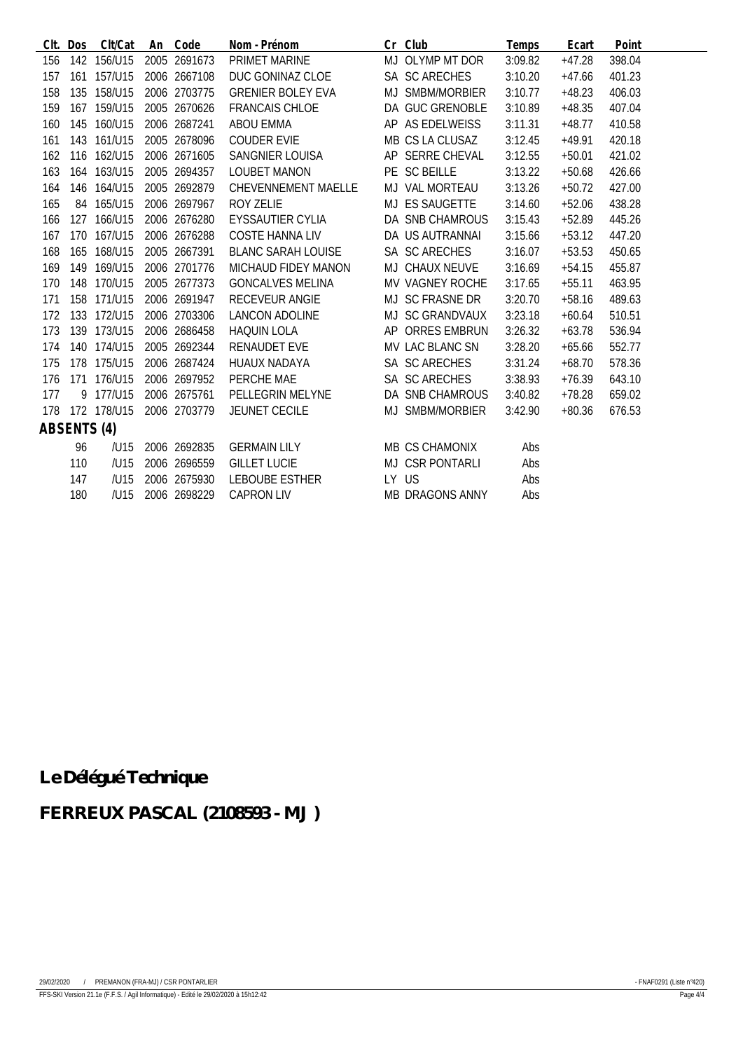| Clt. | Dos | Clt/Cat | An | Code | Nom - Prénom | Cr | Club | Temps | Ecart | Point |
|---|---|---|---|---|---|---|---|---|---|---|
| 156 | 142 | 156/U15 | 2005 | 2691673 | PRIMET MARINE | MJ | OLYMP MT DOR | 3:09.82 | +47.28 | 398.04 |
| 157 | 161 | 157/U15 | 2006 | 2667108 | DUC GONINAZ CLOE | SA | SC ARECHES | 3:10.20 | +47.66 | 401.23 |
| 158 | 135 | 158/U15 | 2006 | 2703775 | GRENIER BOLEY EVA | MJ | SMBM/MORBIER | 3:10.77 | +48.23 | 406.03 |
| 159 | 167 | 159/U15 | 2005 | 2670626 | FRANCAIS CHLOE | DA | GUC GRENOBLE | 3:10.89 | +48.35 | 407.04 |
| 160 | 145 | 160/U15 | 2006 | 2687241 | ABOU EMMA | AP | AS EDELWEISS | 3:11.31 | +48.77 | 410.58 |
| 161 | 143 | 161/U15 | 2005 | 2678096 | COUDER EVIE | MB | CS LA CLUSAZ | 3:12.45 | +49.91 | 420.18 |
| 162 | 116 | 162/U15 | 2006 | 2671605 | SANGNIER LOUISA | AP | SERRE CHEVAL | 3:12.55 | +50.01 | 421.02 |
| 163 | 164 | 163/U15 | 2005 | 2694357 | LOUBET MANON | PE | SC BEILLE | 3:13.22 | +50.68 | 426.66 |
| 164 | 146 | 164/U15 | 2005 | 2692879 | CHEVENNEMENT MAELLE | MJ | VAL MORTEAU | 3:13.26 | +50.72 | 427.00 |
| 165 | 84 | 165/U15 | 2006 | 2697967 | ROY ZELIE | MJ | ES SAUGETTE | 3:14.60 | +52.06 | 438.28 |
| 166 | 127 | 166/U15 | 2006 | 2676280 | EYSSAUTIER CYLIA | DA | SNB CHAMROUS | 3:15.43 | +52.89 | 445.26 |
| 167 | 170 | 167/U15 | 2006 | 2676288 | COSTE HANNA LIV | DA | US AUTRANNAI | 3:15.66 | +53.12 | 447.20 |
| 168 | 165 | 168/U15 | 2005 | 2667391 | BLANC SARAH LOUISE | SA | SC ARECHES | 3:16.07 | +53.53 | 450.65 |
| 169 | 149 | 169/U15 | 2006 | 2701776 | MICHAUD FIDEY MANON | MJ | CHAUX NEUVE | 3:16.69 | +54.15 | 455.87 |
| 170 | 148 | 170/U15 | 2005 | 2677373 | GONCALVES MELINA | MV | VAGNEY ROCHE | 3:17.65 | +55.11 | 463.95 |
| 171 | 158 | 171/U15 | 2006 | 2691947 | RECEVEUR ANGIE | MJ | SC FRASNE DR | 3:20.70 | +58.16 | 489.63 |
| 172 | 133 | 172/U15 | 2006 | 2703306 | LANCON ADOLINE | MJ | SC GRANDVAUX | 3:23.18 | +60.64 | 510.51 |
| 173 | 139 | 173/U15 | 2006 | 2686458 | HAQUIN LOLA | AP | ORRES EMBRUN | 3:26.32 | +63.78 | 536.94 |
| 174 | 140 | 174/U15 | 2005 | 2692344 | RENAUDET EVE | MV | LAC BLANC SN | 3:28.20 | +65.66 | 552.77 |
| 175 | 178 | 175/U15 | 2006 | 2687424 | HUAUX NADAYA | SA | SC ARECHES | 3:31.24 | +68.70 | 578.36 |
| 176 | 171 | 176/U15 | 2006 | 2697952 | PERCHE MAE | SA | SC ARECHES | 3:38.93 | +76.39 | 643.10 |
| 177 | 9 | 177/U15 | 2006 | 2675761 | PELLEGRIN MELYNE | DA | SNB CHAMROUS | 3:40.82 | +78.28 | 659.02 |
| 178 | 172 | 178/U15 | 2006 | 2703779 | JEUNET CECILE | MJ | SMBM/MORBIER | 3:42.90 | +80.36 | 676.53 |
| **ABSENTS (4)** | | | | | | | | | | |
| | 96 | /U15 | 2006 | 2692835 | GERMAIN LILY | MB | CS CHAMONIX | Abs | | |
| | 110 | /U15 | 2006 | 2696559 | GILLET LUCIE | MJ | CSR PONTARLI | Abs | | |
| | 147 | /U15 | 2006 | 2675930 | LEBOUBE ESTHER | LY | US | Abs | | |
| | 180 | /U15 | 2006 | 2698229 | CAPRON LIV | MB | DRAGONS ANNY | Abs | | |

**Le Délégué Technique**

**FERREUX PASCAL (2108593 - MJ )**

29/02/2020 / PREMANON (FRA-MJ) / CSR PONTARLIER - FNAF0291 (Liste n°420)

FFS-SKI Version 21.1e (F.F.S. / Agil Informatique) - Edité le 29/02/2020 à 15h12:42